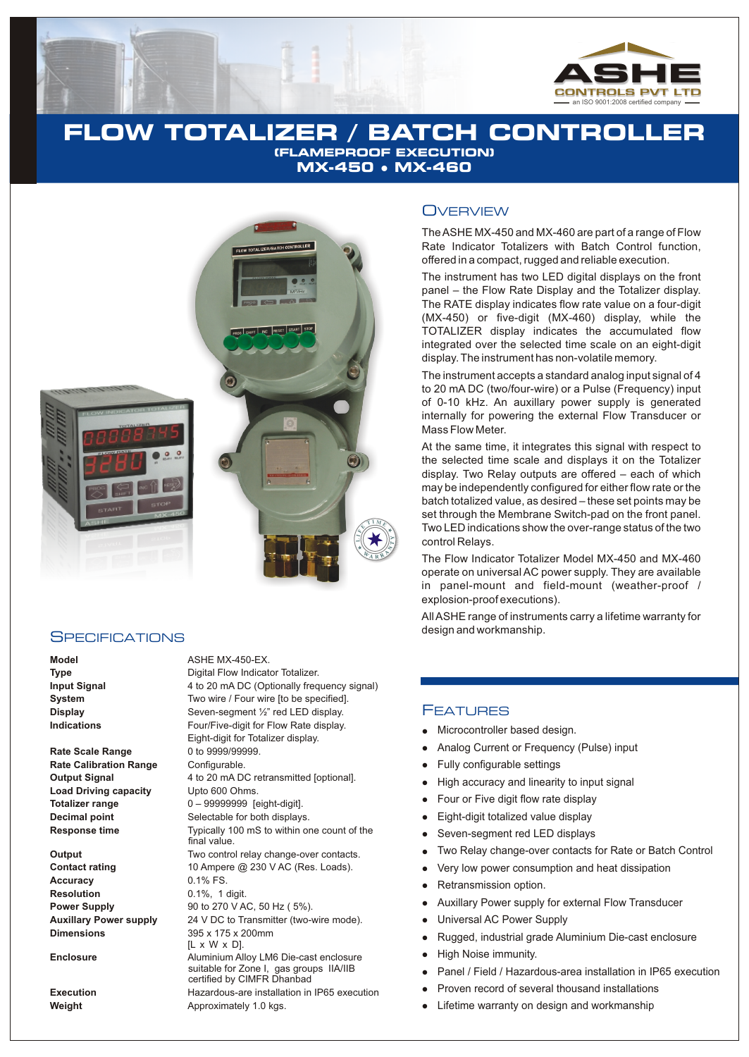ASHE CONTROLS PVT LTD
an ISO 9001:2008 certified company

# FLOW TOTALIZER / BATCH CONTROLLER

## (FLAMEPROOF EXECUTION)

## MX-450 • MX-460

## Overview

The ASHE MX-450 and MX-460 are part of a range of Flow Rate Indicator Totalizers with Batch Control function, offered in a compact, rugged and reliable execution.

The instrument has two LED digital displays on the front panel – the Flow Rate Display and the Totalizer display. The RATE display indicates flow rate value on a four-digit (MX-450) or five-digit (MX-460) display, while the TOTALIZER display indicates the accumulated flow integrated over the selected time scale on an eight-digit display. The instrument has non-volatile memory.

The instrument accepts a standard analog input signal of 4 to 20 mA DC (two/four-wire) or a Pulse (Frequency) input of 0-10 kHz. An auxillary power supply is generated internally for powering the external Flow Transducer or Mass Flow Meter.

At the same time, it integrates this signal with respect to the selected time scale and displays it on the Totalizer display. Two Relay outputs are offered – each of which may be independently configured for either flow rate or the batch totalized value, as desired – these set points may be set through the Membrane Switch-pad on the front panel. Two LED indications show the over-range status of the two control Relays.

The Flow Indicator Totalizer Model MX-450 and MX-460 operate on universal AC power supply. They are available in panel-mount and field-mount (weather-proof / explosion-proof executions).

All ASHE range of instruments carry a lifetime warranty for design and workmanship.

## Specifications

| | |
|---|---|
| **Model** | ASHE MX-450-EX. |
| **Type** | Digital Flow Indicator Totalizer. |
| **Input Signal** | 4 to 20 mA DC (Optionally frequency signal) |
| **System** | Two wire / Four wire [to be specified]. |
| **Display** | Seven-segment ½" red LED display. |
| **Indications** | Four/Five-digit for Flow Rate display. Eight-digit for Totalizer display. |
| **Rate Scale Range** | 0 to 9999/99999. |
| **Rate Calibration Range** | Configurable. |
| **Output Signal** | 4 to 20 mA DC retransmitted [optional]. |
| **Load Driving capacity** | Upto 600 Ohms. |
| **Totalizer range** | 0 – 99999999 [eight-digit]. |
| **Decimal point** | Selectable for both displays. |
| **Response time** | Typically 100 mS to within one count of the final value. |
| **Output** | Two control relay change-over contacts. |
| **Contact rating** | 10 Ampere @ 230 V AC (Res. Loads). |
| **Accuracy** | 0.1% FS. |
| **Resolution** | 0.1%, 1 digit. |
| **Power Supply** | 90 to 270 V AC, 50 Hz ( 5%). |
| **Auxillary Power supply** | 24 V DC to Transmitter (two-wire mode). |
| **Dimensions** | 395 x 175 x 200mm [L x W x D]. |
| **Enclosure** | Aluminium Alloy LM6 Die-cast enclosure suitable for Zone I, gas groups IIA/IIB certified by CIMFR Dhanbad |
| **Execution** | Hazardous-are installation in IP65 execution |
| **Weight** | Approximately 1.0 kgs. |

## Features

- Microcontroller based design.
- Analog Current or Frequency (Pulse) input
- Fully configurable settings
- High accuracy and linearity to input signal
- Four or Five digit flow rate display
- Eight-digit totalized value display
- Seven-segment red LED displays
- Two Relay change-over contacts for Rate or Batch Control
- Very low power consumption and heat dissipation
- Retransmission option.
- Auxillary Power supply for external Flow Transducer
- Universal AC Power Supply
- Rugged, industrial grade Aluminium Die-cast enclosure
- High Noise immunity.
- Panel / Field / Hazardous-area installation in IP65 execution
- Proven record of several thousand installations
- Lifetime warranty on design and workmanship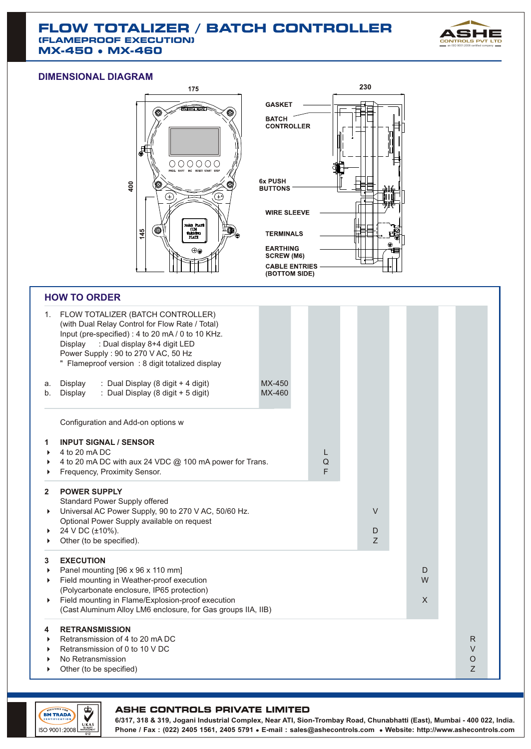# FLOW TOTALIZER / BATCH CONTROLLER
**(FLAMEPROOF EXECUTION)**
**MX-450 • MX-460**

## DIMENSIONAL DIAGRAM

175

230

400

145

PROG. SHIFT INC RESET START STOP

GASKET

BATCH CONTROLLER

6x PUSH BUTTONS

WIRE SLEEVE

TERMINALS

EARTHING SCREW (M6)

CABLE ENTRIES (BOTTOM SIDE)

## HOW TO ORDER

1. FLOW TOTALIZER (BATCH CONTROLLER)
   (with Dual Relay Control for Flow Rate / Total)
   Input (pre-specified) : 4 to 20 mA / 0 to 10 KHz.
   Display : Dual display 8+4 digit LED
   Power Supply : 90 to 270 V AC, 50 Hz
   " Flameproof version : 8 digit totalized display

| | | | | | |
|---|---|---|---|---|---|
| a. Display : Dual Display (8 digit + 4 digit) | MX-450 | | | | |
| b. Display : Dual Display (8 digit + 5 digit) | MX-460 | | | | |
| Configuration and Add-on options w | | | | | |
| **1 INPUT SIGNAL / SENSOR** | | | | | |
| ‣ 4 to 20 mA DC | | L | | | |
| ‣ 4 to 20 mA DC with aux 24 VDC @ 100 mA power for Trans. | | Q | | | |
| ‣ Frequency, Proximity Sensor. | | F | | | |
| **2 POWER SUPPLY** | | | | | |
| Standard Power Supply offered | | | | | |
| ‣ Universal AC Power Supply, 90 to 270 V AC, 50/60 Hz. | | | V | | |
| Optional Power Supply available on request | | | | | |
| ‣ 24 V DC (±10%). | | | D | | |
| ‣ Other (to be specified). | | | Z | | |
| **3 EXECUTION** | | | | | |
| ‣ Panel mounting [96 x 96 x 110 mm] | | | | D | |
| ‣ Field mounting in Weather-proof execution (Polycarbonate enclosure, IP65 protection) | | | | W | |
| ‣ Field mounting in Flame/Explosion-proof execution (Cast Aluminum Alloy LM6 enclosure, for Gas groups IIA, IIB) | | | | X | |
| **4 RETRANSMISSION** | | | | | |
| ‣ Retransmission of 4 to 20 mA DC | | | | | R |
| ‣ Retransmission of 0 to 10 V DC | | | | | V |
| ‣ No Retransmission | | | | | O |
| ‣ Other (to be specified) | | | | | Z |

**ASHE CONTROLS PRIVATE LIMITED**

6/317, 318 & 319, Jogani Industrial Complex, Near ATI, Sion-Trombay Road, Chunabhatti (East), Mumbai - 400 022, India.
Phone / Fax : (022) 2405 1561, 2405 5791 • E-mail : sales@ashecontrols.com • Website: http://www.ashecontrols.com

ISO 9001:2008